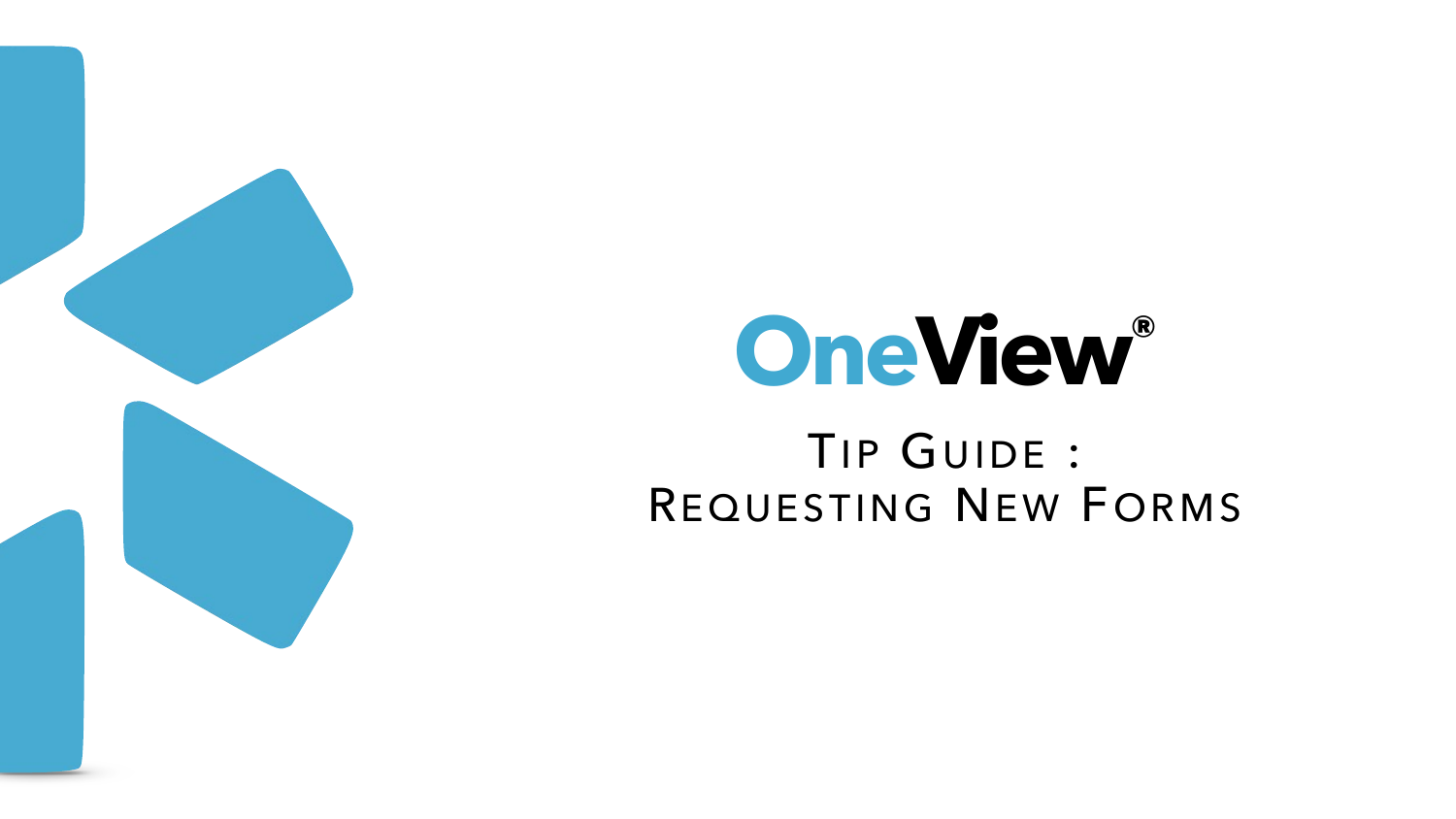# OneView®

## Tip Guide : Requesting New Forms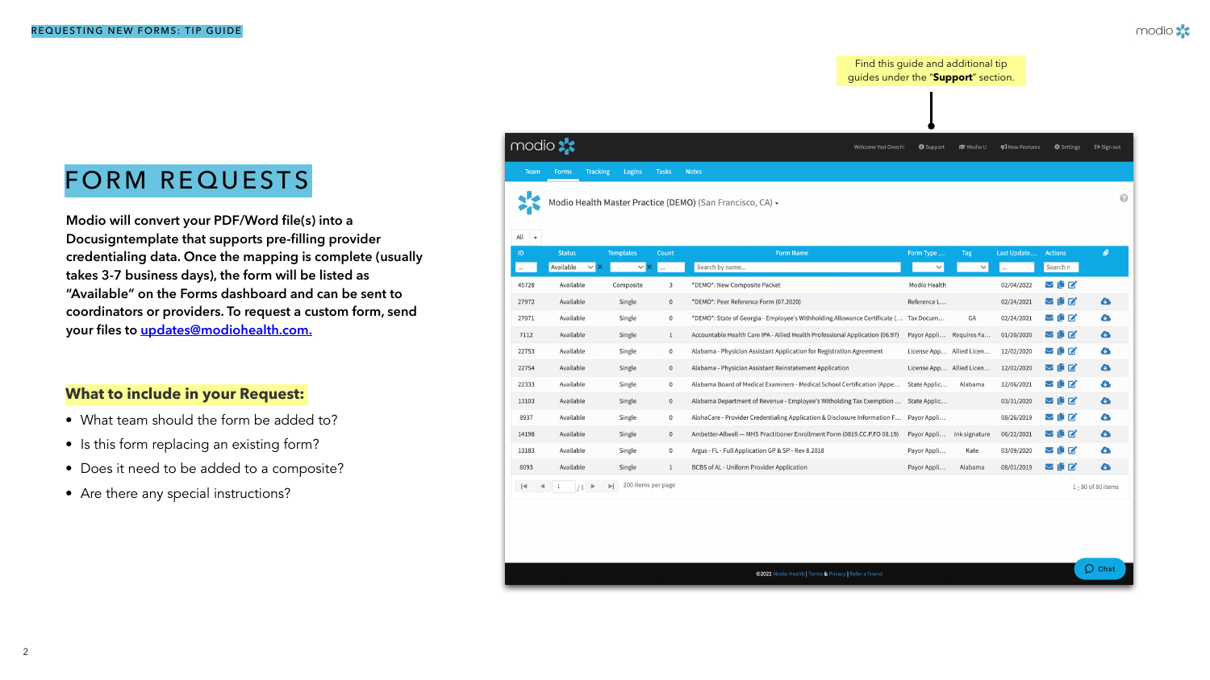# FORM REQUESTS

**Modio will convert your PDF/Word file(s) into a Docusigntemplate that supports pre-filling provider credentialing data. Once the mapping is complete (usually takes 3-7 business days), the form will be listed as "Available" on the Forms dashboard and can be sent to coordinators or providers. To request a custom form, send your files to [updates@modiohealth.com.](mailto:updates@modiohealth.com)**

Find this guide and additional tip guides under the "**Support**" section.

## What to include in your Request:

- What team should the form be added to?
- Is this form replacing an existing form?
- Does it need to be added to a composite?
- Are there any special instructions?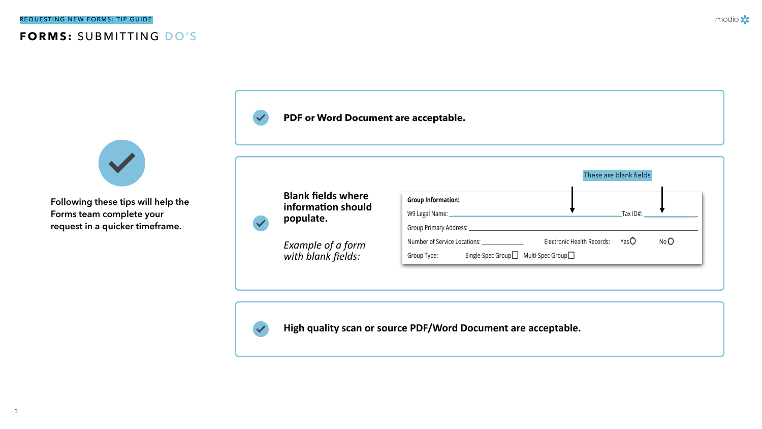REQUESTING NEW FORMS: TIP GUIDE

# FORMS: SUBMITTING DO'S

Following these tips will help the Forms team complete your request in a quicker timeframe.

- **PDF or Word Document are acceptable.**

- **Blank fields where information should populate.**

  *Example of a form with blank fields:*

  These are blank fields

  **Group Information:**

  W9 Legal Name: ______________________ Tax ID#: __________

  Group Primary Address: ______________________________

  Number of Service Locations: __________ Electronic Health Records: Yes ○ No ○

  Group Type: Single-Spec Group ☐ Multi-Spec Group ☐

- **High quality scan or source PDF/Word Document are acceptable.**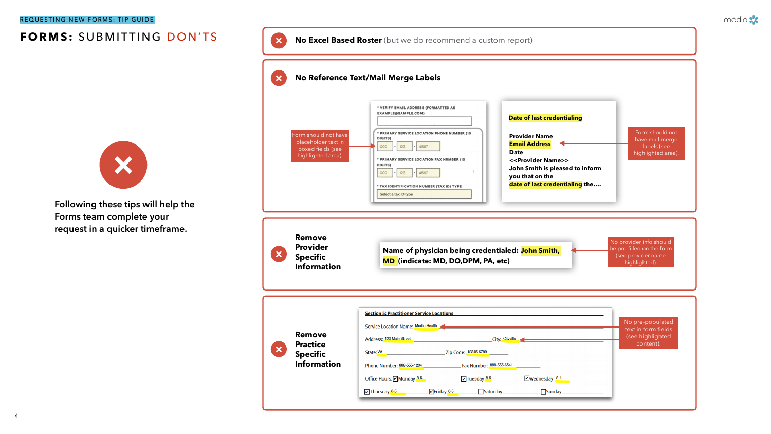REQUESTING NEW FORMS: TIP GUIDE

# FORMS: SUBMITTING DON'TS

Following these tips will help the Forms team complete your request in a quicker timeframe.

## No Excel Based Roster (but we do recommend a custom report)

## No Reference Text/Mail Merge Labels

Form should not have placeholder text in boxed fields (see highlighted area).

* VERIFY EMAIL ADDRESS (FORMATTED AS EXAMPLE@SAMPLE.COM)

* PRIMARY SERVICE LOCATION PHONE NUMBER (10 DIGITS)

000 - 123 - 4567

* PRIMARY SERVICE LOCATION FAX NUMBER (10 DIGITS)

000 - 123 - 4567

* TAX IDENTIFICATION NUMBER (TAX ID) TYPE

Select a tax ID type

**Date of last credentialing**

**Provider Name**
**Email Address**
**Date**
**<<Provider Name>>**
**John Smith is pleased to inform you that on the date of last credentialing the....**

Form should not have mail merge labels (see highlighted area).

## Remove Provider Specific Information

**Name of physician being credentialed: John Smith, MD (indicate: MD, DO,DPM, PA, etc)**

No provider info should be pre-filled on the form (see provider name highlighted).

## Remove Practice Specific Information

**Section 5: Practitioner Service Locations**

Service Location Name: Modio Health

Address: 123 Main Street City: Cityville

State: VA Zip Code: 12345-6789

Phone Number: 888-555-1234 Fax Number: 888-555-6541

Office Hours: ☑Monday 8-5 ☑Tuesday 8-5 ☑Wednesday 8-4

☑Thursday 8-5 ☑Friday 8-5 ☐Saturday ☐Sunday

No pre-populated text in form fields (see highlighted content).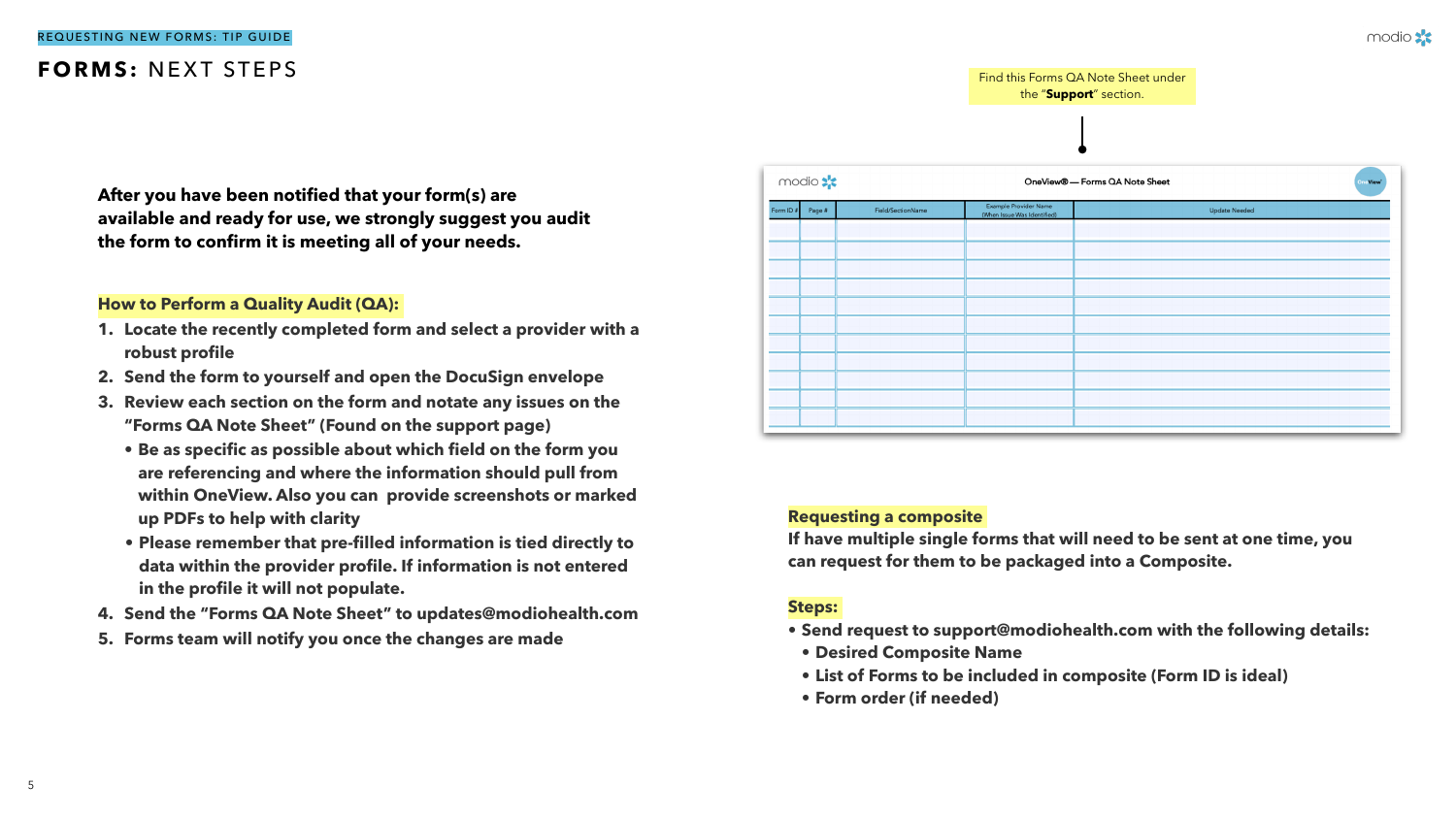REQUESTING NEW FORMS: TIP GUIDE

# FORMS: NEXT STEPS

**After you have been notified that your form(s) are available and ready for use, we strongly suggest you audit the form to confirm it is meeting all of your needs.**

## How to Perform a Quality Audit (QA):

1. **Locate the recently completed form and select a provider with a robust profile**
2. **Send the form to yourself and open the DocuSign envelope**
3. **Review each section on the form and notate any issues on the "Forms QA Note Sheet" (Found on the support page)**
   - **Be as specific as possible about which field on the form you are referencing and where the information should pull from within OneView. Also you can provide screenshots or marked up PDFs to help with clarity**
   - **Please remember that pre-filled information is tied directly to data within the provider profile. If information is not entered in the profile it will not populate.**
4. **Send the "Forms QA Note Sheet" to updates@modiohealth.com**
5. **Forms team will notify you once the changes are made**

Find this Forms QA Note Sheet under the "**Support**" section.

OneView® — Forms QA Note Sheet

| Form ID # | Page # | Field/SectionName | Example Provider Name (When Issue Was Identified) | Update Needed |
| --- | --- | --- | --- | --- |
| | | | | |
| | | | | |
| | | | | |
| | | | | |
| | | | | |
| | | | | |
| | | | | |
| | | | | |
| | | | | |
| | | | | |
| | | | | |

## Requesting a composite

**If have multiple single forms that will need to be sent at one time, you can request for them to be packaged into a Composite.**

## Steps:

- **Send request to support@modiohealth.com with the following details:**
  - **Desired Composite Name**
  - **List of Forms to be included in composite (Form ID is ideal)**
  - **Form order (if needed)**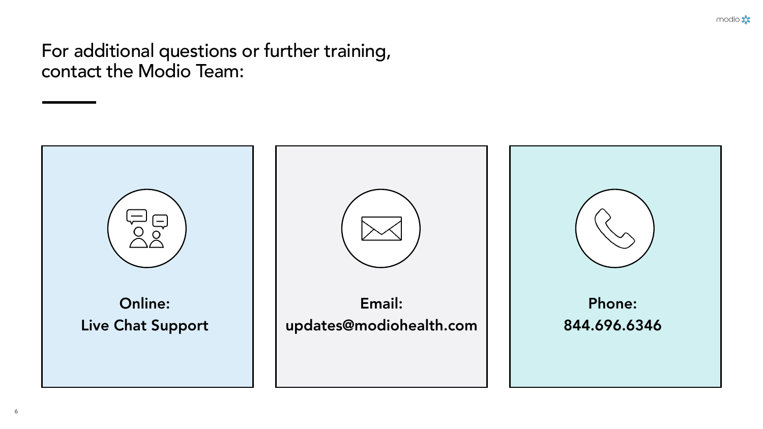# For additional questions or further training, contact the Modio Team:

**Online:**
**Live Chat Support**

**Email:**
**updates@modiohealth.com**

**Phone:**
**844.696.6346**